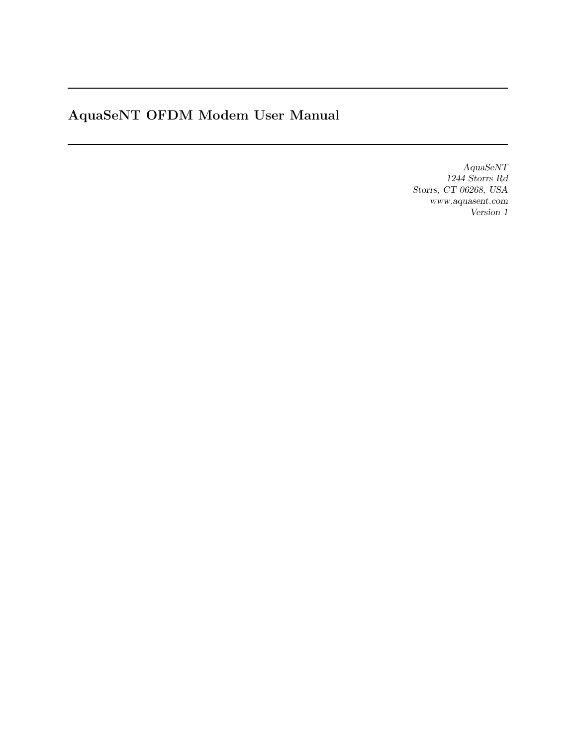# AquaSeNT OFDM Modem User Manual

*AquaSeNT*
*1244 Storrs Rd*
*Storrs, CT 06268, USA*
*www.aquasent.com*
*Version 1*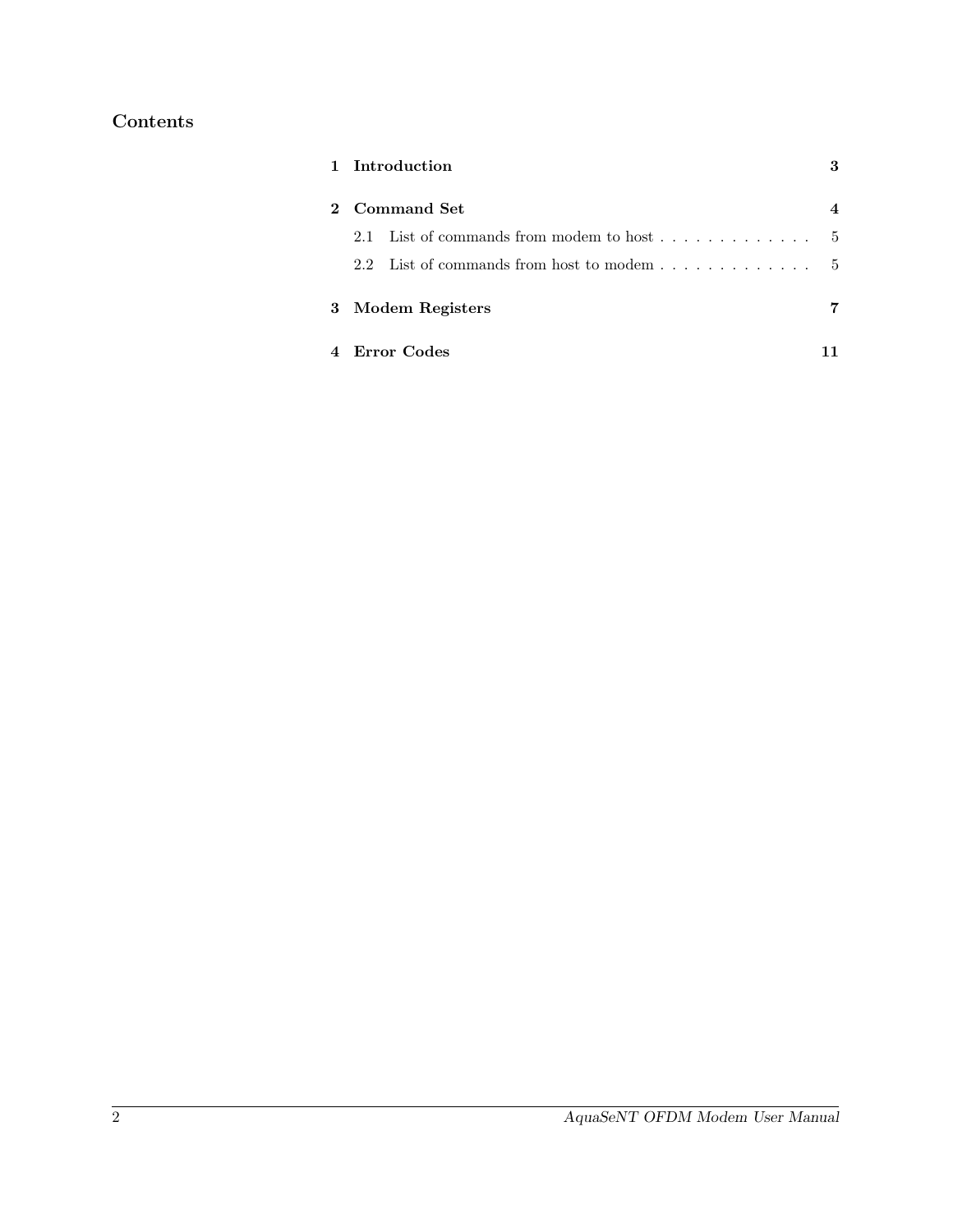# Contents

- **1 Introduction** — **3**
- **2 Command Set** — **4**
  - 2.1 List of commands from modem to host — 5
  - 2.2 List of commands from host to modem — 5
- **3 Modem Registers** — **7**
- **4 Error Codes** — **11**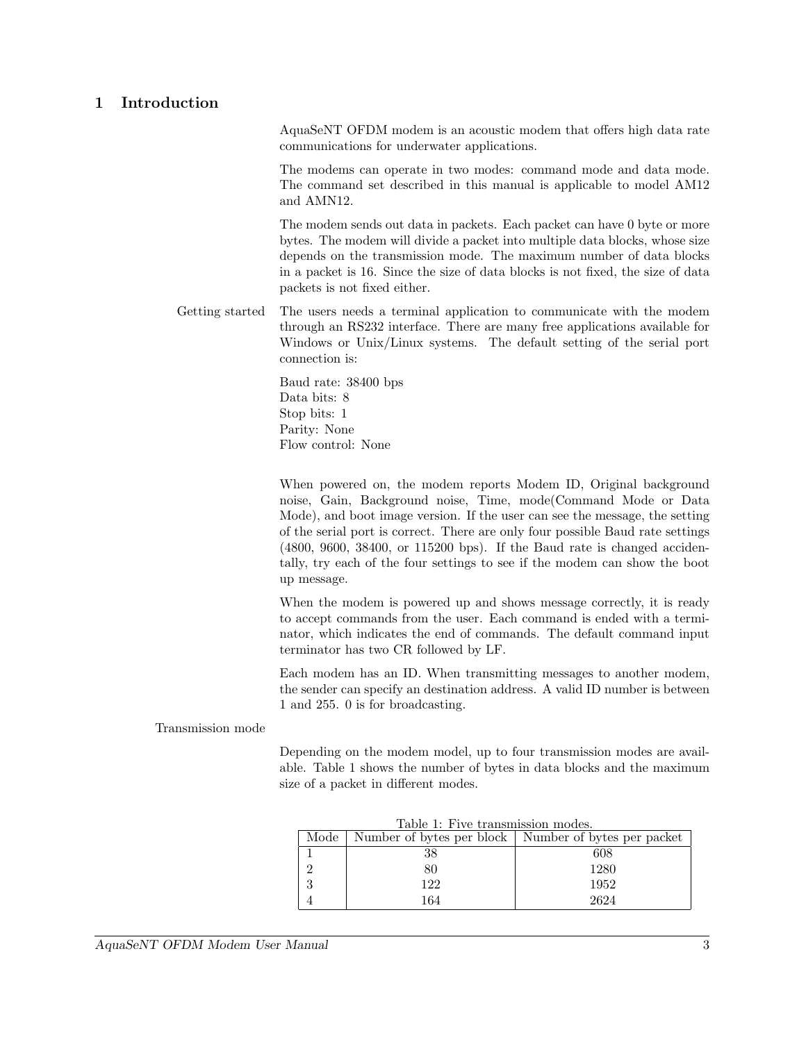# 1 Introduction

AquaSeNT OFDM modem is an acoustic modem that offers high data rate communications for underwater applications.

The modems can operate in two modes: command mode and data mode. The command set described in this manual is applicable to model AM12 and AMN12.

The modem sends out data in packets. Each packet can have 0 byte or more bytes. The modem will divide a packet into multiple data blocks, whose size depends on the transmission mode. The maximum number of data blocks in a packet is 16. Since the size of data blocks is not fixed, the size of data packets is not fixed either.

**Getting started**

The users needs a terminal application to communicate with the modem through an RS232 interface. There are many free applications available for Windows or Unix/Linux systems. The default setting of the serial port connection is:

Baud rate: 38400 bps
Data bits: 8
Stop bits: 1
Parity: None
Flow control: None

When powered on, the modem reports Modem ID, Original background noise, Gain, Background noise, Time, mode(Command Mode or Data Mode), and boot image version. If the user can see the message, the setting of the serial port is correct. There are only four possible Baud rate settings (4800, 9600, 38400, or 115200 bps). If the Baud rate is changed accidentally, try each of the four settings to see if the modem can show the boot up message.

When the modem is powered up and shows message correctly, it is ready to accept commands from the user. Each command is ended with a terminator, which indicates the end of commands. The default command input terminator has two CR followed by LF.

Each modem has an ID. When transmitting messages to another modem, the sender can specify an destination address. A valid ID number is between 1 and 255. 0 is for broadcasting.

**Transmission mode**

Depending on the modem model, up to four transmission modes are available. Table 1 shows the number of bytes in data blocks and the maximum size of a packet in different modes.

Table 1: Five transmission modes.

| Mode | Number of bytes per block | Number of bytes per packet |
|---|---|---|
| 1 | 38 | 608 |
| 2 | 80 | 1280 |
| 3 | 122 | 1952 |
| 4 | 164 | 2624 |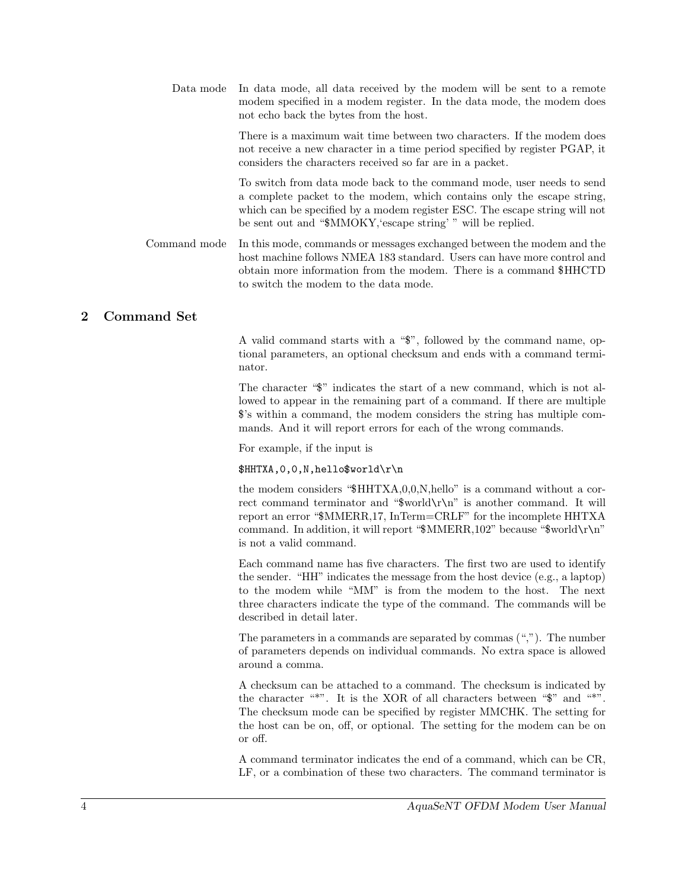**Data mode** In data mode, all data received by the modem will be sent to a remote modem specified in a modem register. In the data mode, the modem does not echo back the bytes from the host.

There is a maximum wait time between two characters. If the modem does not receive a new character in a time period specified by register PGAP, it considers the characters received so far are in a packet.

To switch from data mode back to the command mode, user needs to send a complete packet to the modem, which contains only the escape string, which can be specified by a modem register ESC. The escape string will not be sent out and "$MMOKY,'escape string' " will be replied.

**Command mode** In this mode, commands or messages exchanged between the modem and the host machine follows NMEA 183 standard. Users can have more control and obtain more information from the modem. There is a command $HHCTD to switch the modem to the data mode.

## 2 Command Set

A valid command starts with a "$", followed by the command name, optional parameters, an optional checksum and ends with a command terminator.

The character "$" indicates the start of a new command, which is not allowed to appear in the remaining part of a command. If there are multiple $'s within a command, the modem considers the string has multiple commands. And it will report errors for each of the wrong commands.

For example, if the input is

```
$HHTXA,0,0,N,hello$world\r\n
```

the modem considers "$HHTXA,0,0,N,hello" is a command without a correct command terminator and "$world\r\n" is another command. It will report an error "$MMERR,17, InTerm=CRLF" for the incomplete HHTXA command. In addition, it will report "$MMERR,102" because "$world\r\n" is not a valid command.

Each command name has five characters. The first two are used to identify the sender. "HH" indicates the message from the host device (e.g., a laptop) to the modem while "MM" is from the modem to the host. The next three characters indicate the type of the command. The commands will be described in detail later.

The parameters in a commands are separated by commas (","). The number of parameters depends on individual commands. No extra space is allowed around a comma.

A checksum can be attached to a command. The checksum is indicated by the character "*". It is the XOR of all characters between "$" and "*". The checksum mode can be specified by register MMCHK. The setting for the host can be on, off, or optional. The setting for the modem can be on or off.

A command terminator indicates the end of a command, which can be CR, LF, or a combination of these two characters. The command terminator is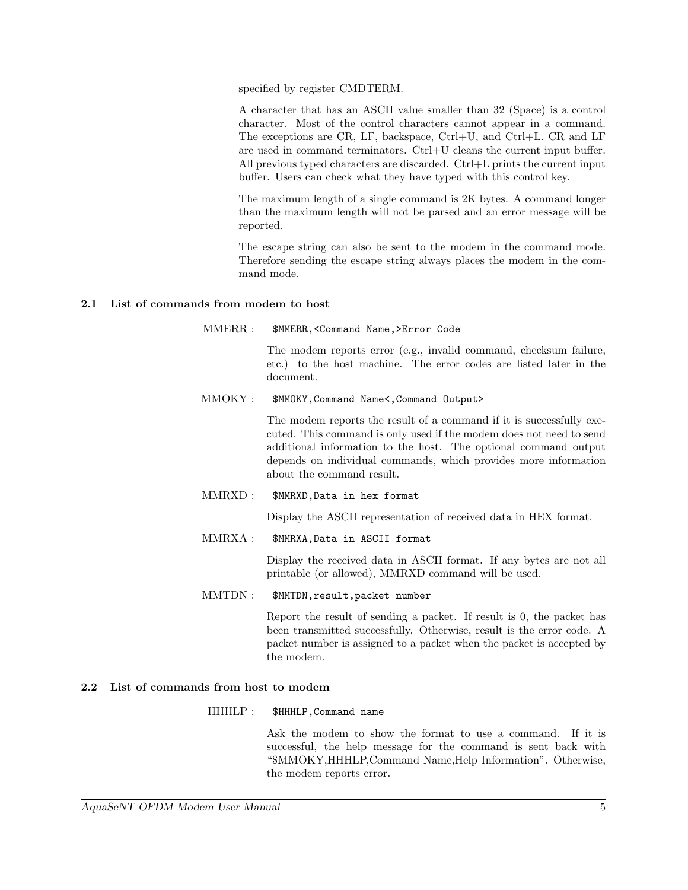specified by register CMDTERM.

A character that has an ASCII value smaller than 32 (Space) is a control character. Most of the control characters cannot appear in a command. The exceptions are CR, LF, backspace, Ctrl+U, and Ctrl+L. CR and LF are used in command terminators. Ctrl+U cleans the current input buffer. All previous typed characters are discarded. Ctrl+L prints the current input buffer. Users can check what they have typed with this control key.

The maximum length of a single command is 2K bytes. A command longer than the maximum length will not be parsed and an error message will be reported.

The escape string can also be sent to the modem in the command mode. Therefore sending the escape string always places the modem in the command mode.

## 2.1 List of commands from modem to host

**MMERR :** `$MMERR,<Command Name,>Error Code`

The modem reports error (e.g., invalid command, checksum failure, etc.) to the host machine. The error codes are listed later in the document.

**MMOKY :** `$MMOKY,Command Name<,Command Output>`

The modem reports the result of a command if it is successfully executed. This command is only used if the modem does not need to send additional information to the host. The optional command output depends on individual commands, which provides more information about the command result.

**MMRXD :** `$MMRXD,Data in hex format`

Display the ASCII representation of received data in HEX format.

**MMRXA :** `$MMRXA,Data in ASCII format`

Display the received data in ASCII format. If any bytes are not all printable (or allowed), MMRXD command will be used.

**MMTDN :** `$MMTDN,result,packet number`

Report the result of sending a packet. If result is 0, the packet has been transmitted successfully. Otherwise, result is the error code. A packet number is assigned to a packet when the packet is accepted by the modem.

## 2.2 List of commands from host to modem

**HHHLP :** `$HHHLP,Command name`

Ask the modem to show the format to use a command. If it is successful, the help message for the command is sent back with "$MMOKY,HHHLP,Command Name,Help Information". Otherwise, the modem reports error.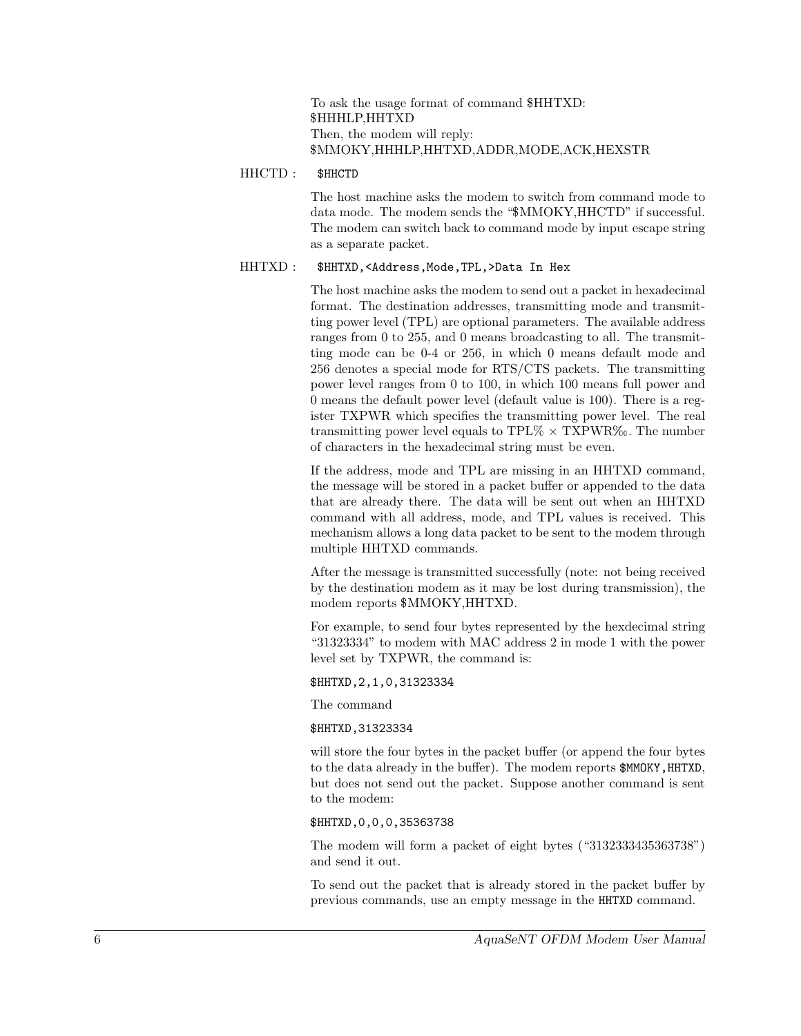To ask the usage format of command $HHTXD:
$HHHLP,HHTXD
Then, the modem will reply:
$MMOKY,HHHLP,HHTXD,ADDR,MODE,ACK,HEXSTR

HHCTD : `$HHCTD`

The host machine asks the modem to switch from command mode to data mode. The modem sends the "$MMOKY,HHCTD" if successful. The modem can switch back to command mode by input escape string as a separate packet.

HHTXD : `$HHTXD,<Address,Mode,TPL,>Data In Hex`

The host machine asks the modem to send out a packet in hexadecimal format. The destination addresses, transmitting mode and transmitting power level (TPL) are optional parameters. The available address ranges from 0 to 255, and 0 means broadcasting to all. The transmitting mode can be 0-4 or 256, in which 0 means default mode and 256 denotes a special mode for RTS/CTS packets. The transmitting power level ranges from 0 to 100, in which 100 means full power and 0 means the default power level (default value is 100). There is a register TXPWR which specifies the transmitting power level. The real transmitting power level equals to TPL% × TXPWR‰. The number of characters in the hexadecimal string must be even.

If the address, mode and TPL are missing in an HHTXD command, the message will be stored in a packet buffer or appended to the data that are already there. The data will be sent out when an HHTXD command with all address, mode, and TPL values is received. This mechanism allows a long data packet to be sent to the modem through multiple HHTXD commands.

After the message is transmitted successfully (note: not being received by the destination modem as it may be lost during transmission), the modem reports $MMOKY,HHTXD.

For example, to send four bytes represented by the hexdecimal string "31323334" to modem with MAC address 2 in mode 1 with the power level set by TXPWR, the command is:

```
$HHTXD,2,1,0,31323334
```

The command

```
$HHTXD,31323334
```

will store the four bytes in the packet buffer (or append the four bytes to the data already in the buffer). The modem reports `$MMOKY,HHTXD`, but does not send out the packet. Suppose another command is sent to the modem:

```
$HHTXD,0,0,0,35363738
```

The modem will form a packet of eight bytes ("3132333435363738") and send it out.

To send out the packet that is already stored in the packet buffer by previous commands, use an empty message in the `HHTXD` command.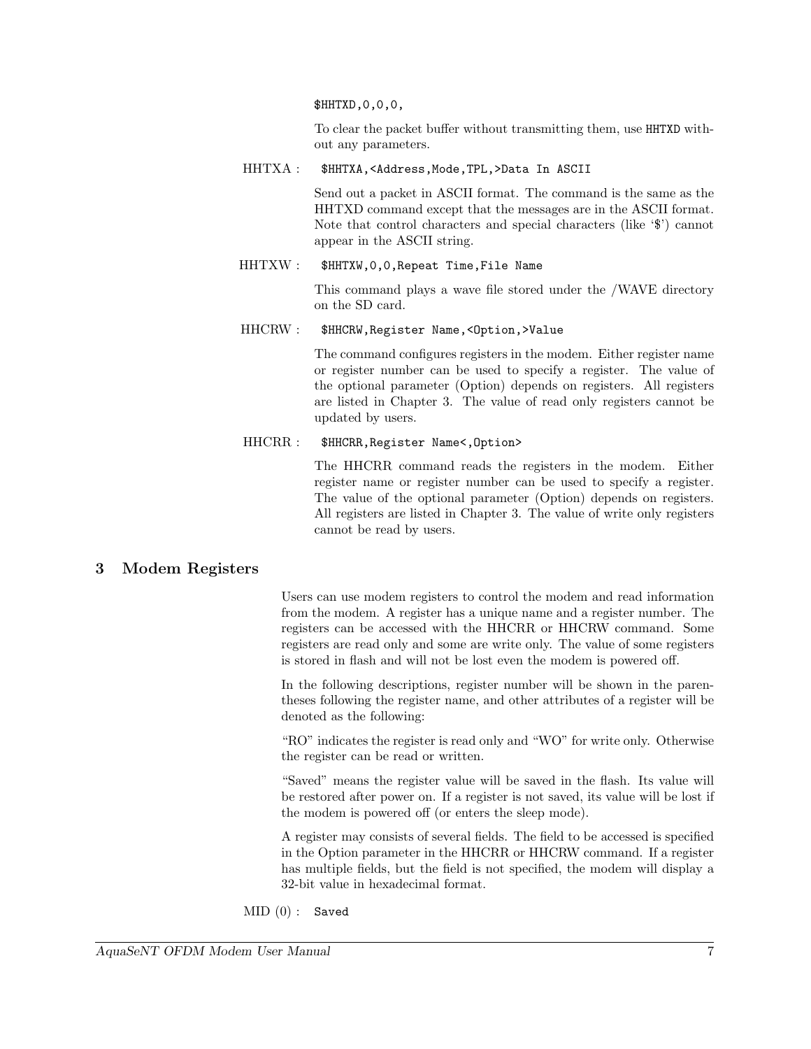`$HHTXD,0,0,0,`

To clear the packet buffer without transmitting them, use `HHTXD` without any parameters.

HHTXA : `$HHTXA,<Address,Mode,TPL,>Data In ASCII`

Send out a packet in ASCII format. The command is the same as the HHTXD command except that the messages are in the ASCII format. Note that control characters and special characters (like '$') cannot appear in the ASCII string.

HHTXW : `$HHTXW,0,0,Repeat Time,File Name`

This command plays a wave file stored under the /WAVE directory on the SD card.

HHCRW : `$HHCRW,Register Name,<Option,>Value`

The command configures registers in the modem. Either register name or register number can be used to specify a register. The value of the optional parameter (Option) depends on registers. All registers are listed in Chapter 3. The value of read only registers cannot be updated by users.

HHCRR : `$HHCRR,Register Name<,Option>`

The HHCRR command reads the registers in the modem. Either register name or register number can be used to specify a register. The value of the optional parameter (Option) depends on registers. All registers are listed in Chapter 3. The value of write only registers cannot be read by users.

# 3 Modem Registers

Users can use modem registers to control the modem and read information from the modem. A register has a unique name and a register number. The registers can be accessed with the HHCRR or HHCRW command. Some registers are read only and some are write only. The value of some registers is stored in flash and will not be lost even the modem is powered off.

In the following descriptions, register number will be shown in the parentheses following the register name, and other attributes of a register will be denoted as the following:

"RO" indicates the register is read only and "WO" for write only. Otherwise the register can be read or written.

"Saved" means the register value will be saved in the flash. Its value will be restored after power on. If a register is not saved, its value will be lost if the modem is powered off (or enters the sleep mode).

A register may consists of several fields. The field to be accessed is specified in the Option parameter in the HHCRR or HHCRW command. If a register has multiple fields, but the field is not specified, the modem will display a 32-bit value in hexadecimal format.

MID (0) : `Saved`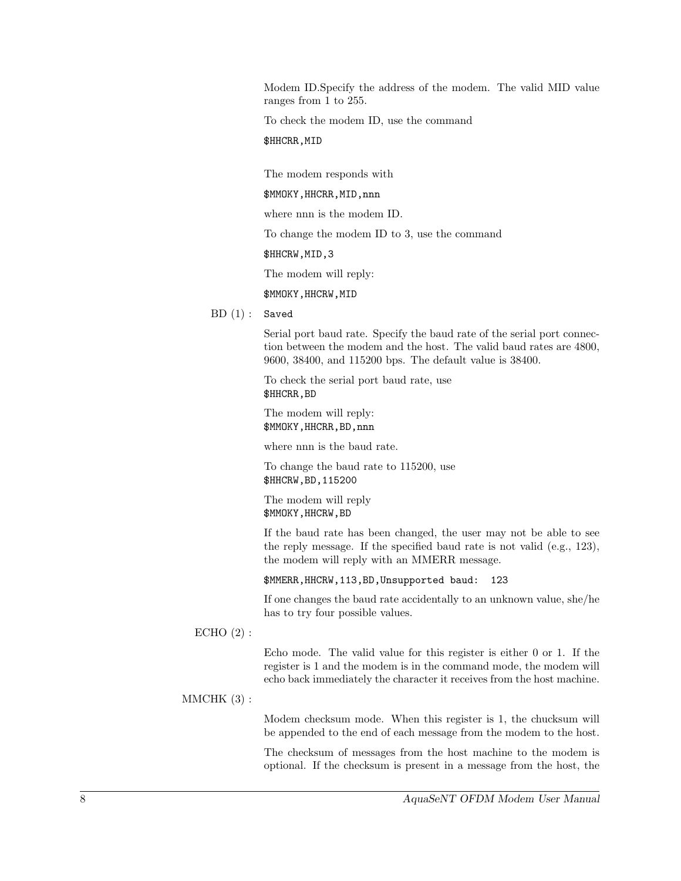Modem ID.Specify the address of the modem. The valid MID value ranges from 1 to 255.

To check the modem ID, use the command

`$HHCRR,MID`

The modem responds with

`$MMOKY,HHCRR,MID,nnn`

where nnn is the modem ID.

To change the modem ID to 3, use the command

`$HHCRW,MID,3`

The modem will reply:

`$MMOKY,HHCRW,MID`

**BD (1) :** `Saved`

Serial port baud rate. Specify the baud rate of the serial port connection between the modem and the host. The valid baud rates are 4800, 9600, 38400, and 115200 bps. The default value is 38400.

To check the serial port baud rate, use
`$HHCRR,BD`

The modem will reply:
`$MMOKY,HHCRR,BD,nnn`

where nnn is the baud rate.

To change the baud rate to 115200, use
`$HHCRW,BD,115200`

The modem will reply
`$MMOKY,HHCRW,BD`

If the baud rate has been changed, the user may not be able to see the reply message. If the specified baud rate is not valid (e.g., 123), the modem will reply with an MMERR message.

`$MMERR,HHCRW,113,BD,Unsupported baud:  123`

If one changes the baud rate accidentally to an unknown value, she/he has to try four possible values.

**ECHO (2) :**

Echo mode. The valid value for this register is either 0 or 1. If the register is 1 and the modem is in the command mode, the modem will echo back immediately the character it receives from the host machine.

**MMCHK (3) :**

Modem checksum mode. When this register is 1, the chucksum will be appended to the end of each message from the modem to the host.

The checksum of messages from the host machine to the modem is optional. If the checksum is present in a message from the host, the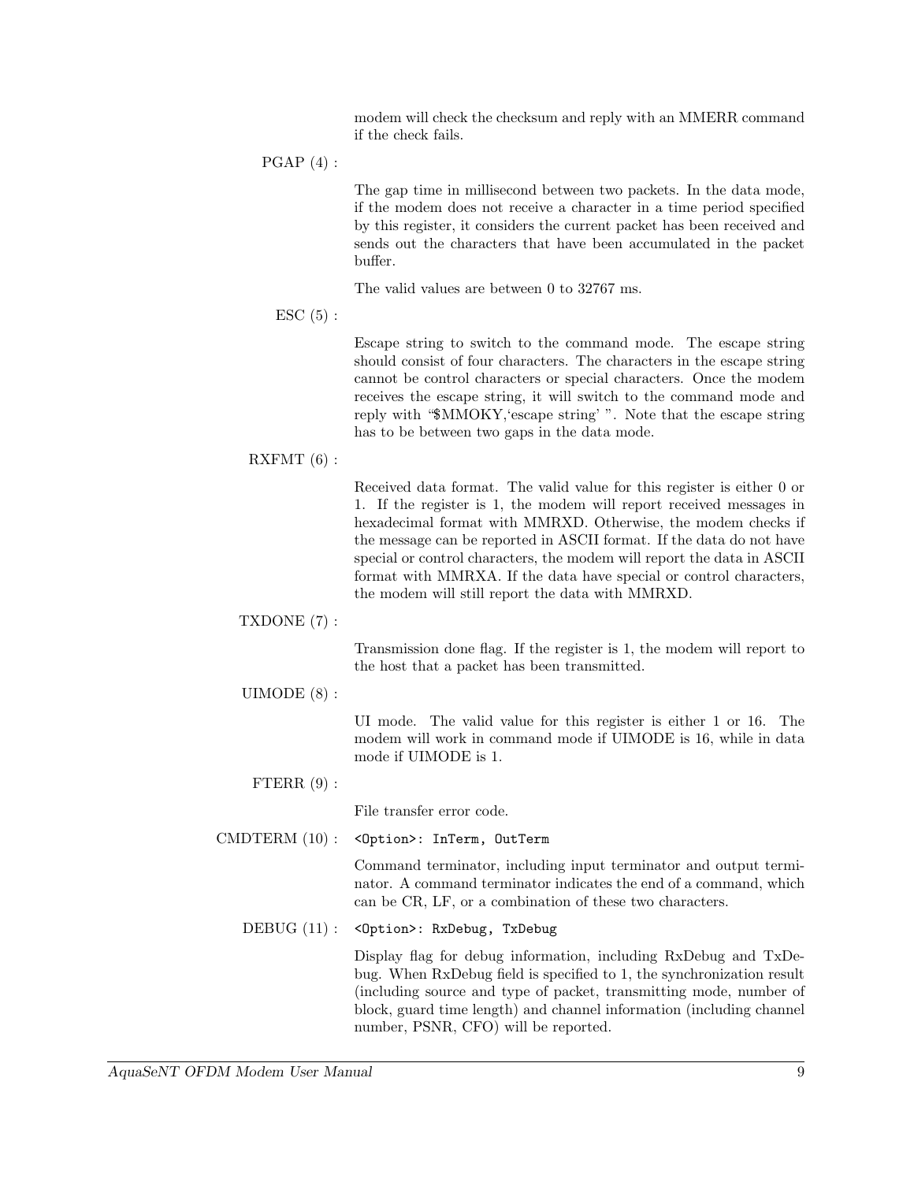modem will check the checksum and reply with an MMERR command if the check fails.

**PGAP (4) :**

The gap time in millisecond between two packets. In the data mode, if the modem does not receive a character in a time period specified by this register, it considers the current packet has been received and sends out the characters that have been accumulated in the packet buffer.

The valid values are between 0 to 32767 ms.

**ESC (5) :**

Escape string to switch to the command mode. The escape string should consist of four characters. The characters in the escape string cannot be control characters or special characters. Once the modem receives the escape string, it will switch to the command mode and reply with "$MMOKY,'escape string' ". Note that the escape string has to be between two gaps in the data mode.

**RXFMT (6) :**

Received data format. The valid value for this register is either 0 or 1. If the register is 1, the modem will report received messages in hexadecimal format with MMRXD. Otherwise, the modem checks if the message can be reported in ASCII format. If the data do not have special or control characters, the modem will report the data in ASCII format with MMRXA. If the data have special or control characters, the modem will still report the data with MMRXD.

**TXDONE (7) :**

Transmission done flag. If the register is 1, the modem will report to the host that a packet has been transmitted.

**UIMODE (8) :**

UI mode. The valid value for this register is either 1 or 16. The modem will work in command mode if UIMODE is 16, while in data mode if UIMODE is 1.

**FTERR (9) :**

File transfer error code.

**CMDTERM (10) :** `<Option>: InTerm, OutTerm`

Command terminator, including input terminator and output terminator. A command terminator indicates the end of a command, which can be CR, LF, or a combination of these two characters.

**DEBUG (11) :** `<Option>: RxDebug, TxDebug`

Display flag for debug information, including RxDebug and TxDebug. When RxDebug field is specified to 1, the synchronization result (including source and type of packet, transmitting mode, number of block, guard time length) and channel information (including channel number, PSNR, CFO) will be reported.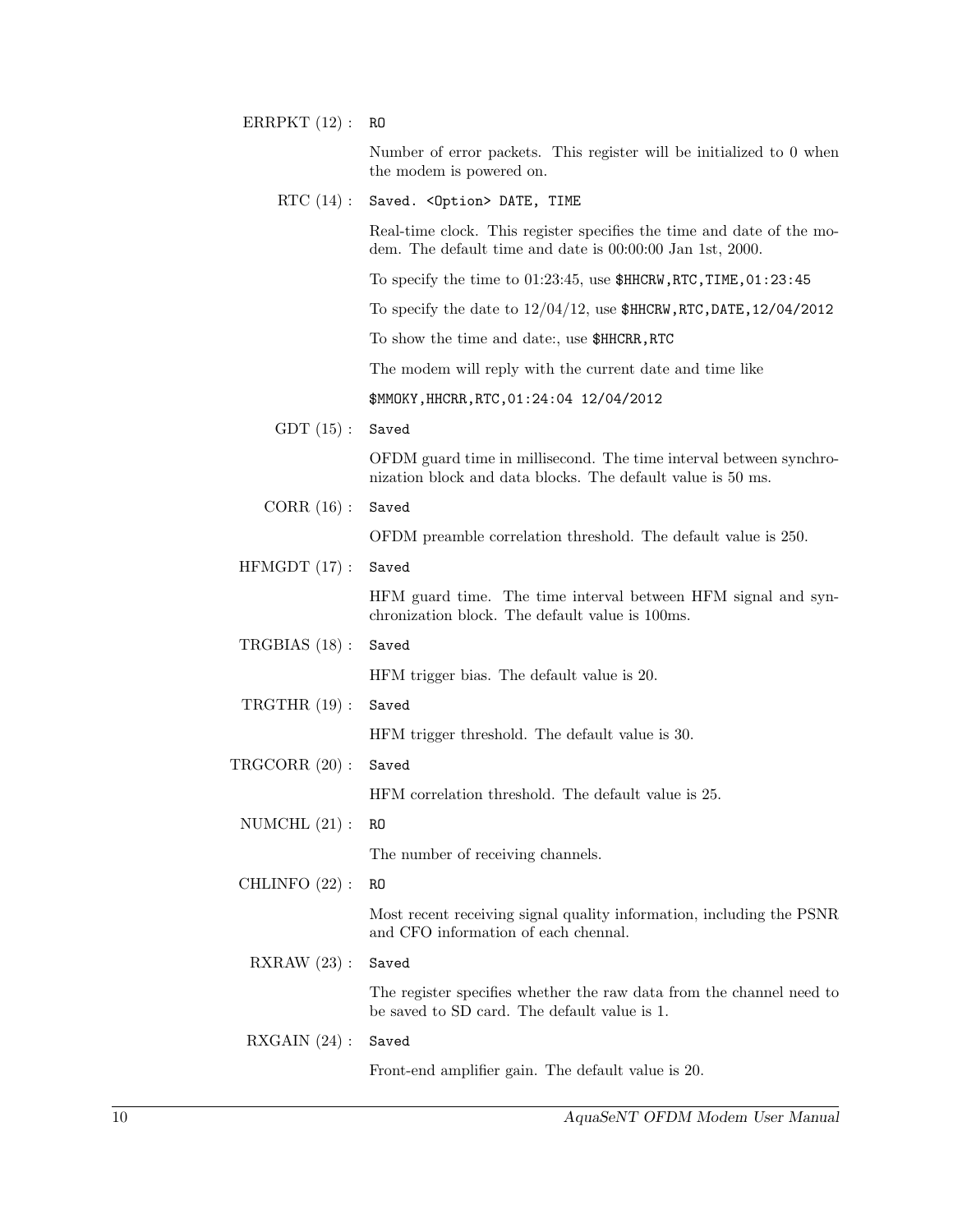**ERRPKT (12) :** `RO`

Number of error packets. This register will be initialized to 0 when the modem is powered on.

**RTC (14) :** `Saved. <Option> DATE, TIME`

Real-time clock. This register specifies the time and date of the modem. The default time and date is 00:00:00 Jan 1st, 2000.

To specify the time to 01:23:45, use `$HHCRW,RTC,TIME,01:23:45`

To specify the date to 12/04/12, use `$HHCRW,RTC,DATE,12/04/2012`

To show the time and date:, use `$HHCRR,RTC`

The modem will reply with the current date and time like

`$MMOKY,HHCRR,RTC,01:24:04 12/04/2012`

**GDT (15) :** `Saved`

OFDM guard time in millisecond. The time interval between synchronization block and data blocks. The default value is 50 ms.

**CORR (16) :** `Saved`

OFDM preamble correlation threshold. The default value is 250.

**HFMGDT (17) :** `Saved`

HFM guard time. The time interval between HFM signal and synchronization block. The default value is 100ms.

**TRGBIAS (18) :** `Saved`

HFM trigger bias. The default value is 20.

**TRGTHR (19) :** `Saved`

HFM trigger threshold. The default value is 30.

**TRGCORR (20) :** `Saved`

HFM correlation threshold. The default value is 25.

**NUMCHL (21) :** `RO`

The number of receiving channels.

**CHLINFO (22) :** `RO`

Most recent receiving signal quality information, including the PSNR and CFO information of each chennal.

**RXRAW (23) :** `Saved`

The register specifies whether the raw data from the channel need to be saved to SD card. The default value is 1.

**RXGAIN (24) :** `Saved`

Front-end amplifier gain. The default value is 20.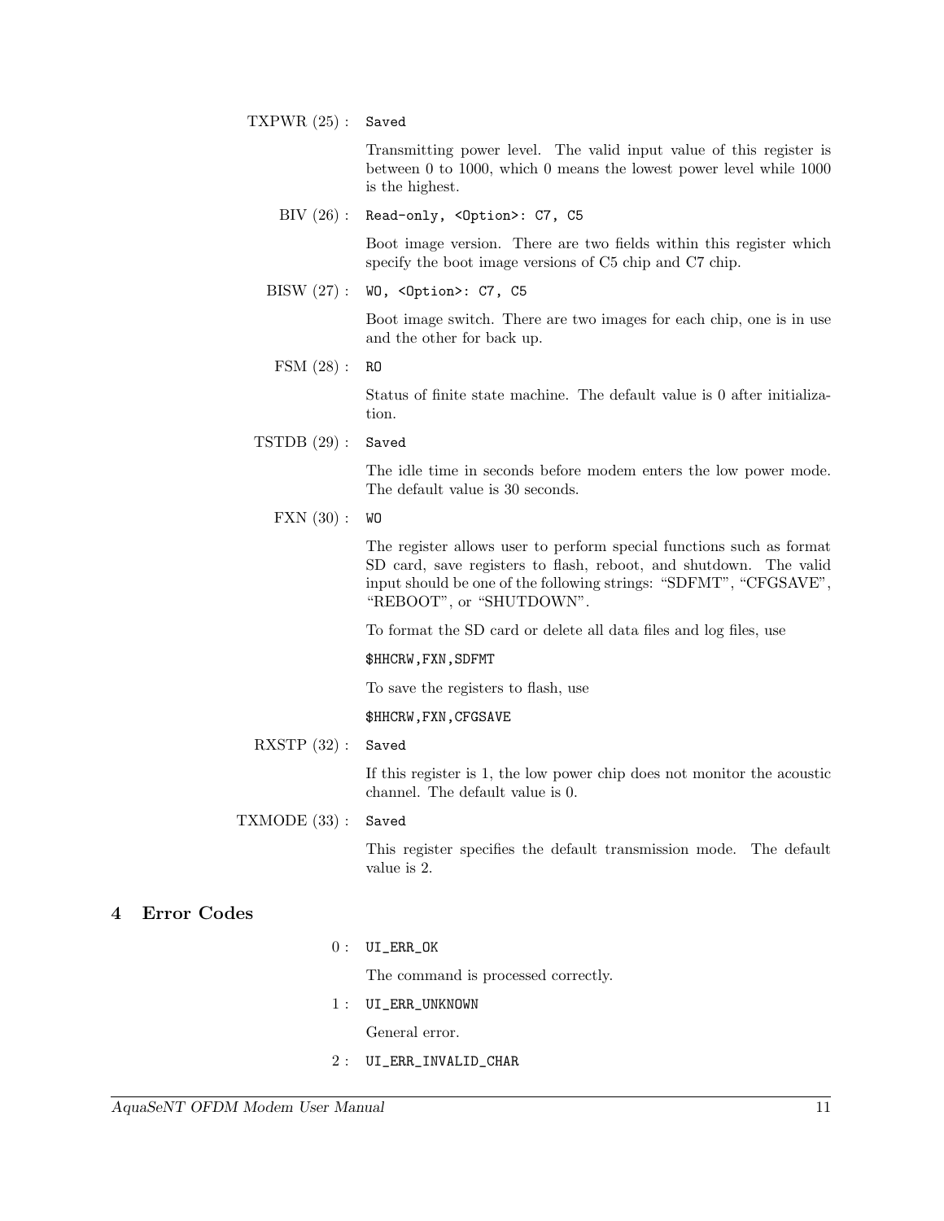**TXPWR (25) :** `Saved`

Transmitting power level. The valid input value of this register is between 0 to 1000, which 0 means the lowest power level while 1000 is the highest.

**BIV (26) :** `Read-only, <Option>: C7, C5`

Boot image version. There are two fields within this register which specify the boot image versions of C5 chip and C7 chip.

**BISW (27) :** `WO, <Option>: C7, C5`

Boot image switch. There are two images for each chip, one is in use and the other for back up.

**FSM (28) :** `RO`

Status of finite state machine. The default value is 0 after initialization.

**TSTDB (29) :** `Saved`

The idle time in seconds before modem enters the low power mode. The default value is 30 seconds.

**FXN (30) :** `WO`

The register allows user to perform special functions such as format SD card, save registers to flash, reboot, and shutdown. The valid input should be one of the following strings: "SDFMT", "CFGSAVE", "REBOOT", or "SHUTDOWN".

To format the SD card or delete all data files and log files, use

```
$HHCRW,FXN,SDFMT
```

To save the registers to flash, use

```
$HHCRW,FXN,CFGSAVE
```

**RXSTP (32) :** `Saved`

If this register is 1, the low power chip does not monitor the acoustic channel. The default value is 0.

**TXMODE (33) :** `Saved`

This register specifies the default transmission mode. The default value is 2.

## 4 Error Codes

**0 :** `UI_ERR_OK`

The command is processed correctly.

**1 :** `UI_ERR_UNKNOWN`

General error.

**2 :** `UI_ERR_INVALID_CHAR`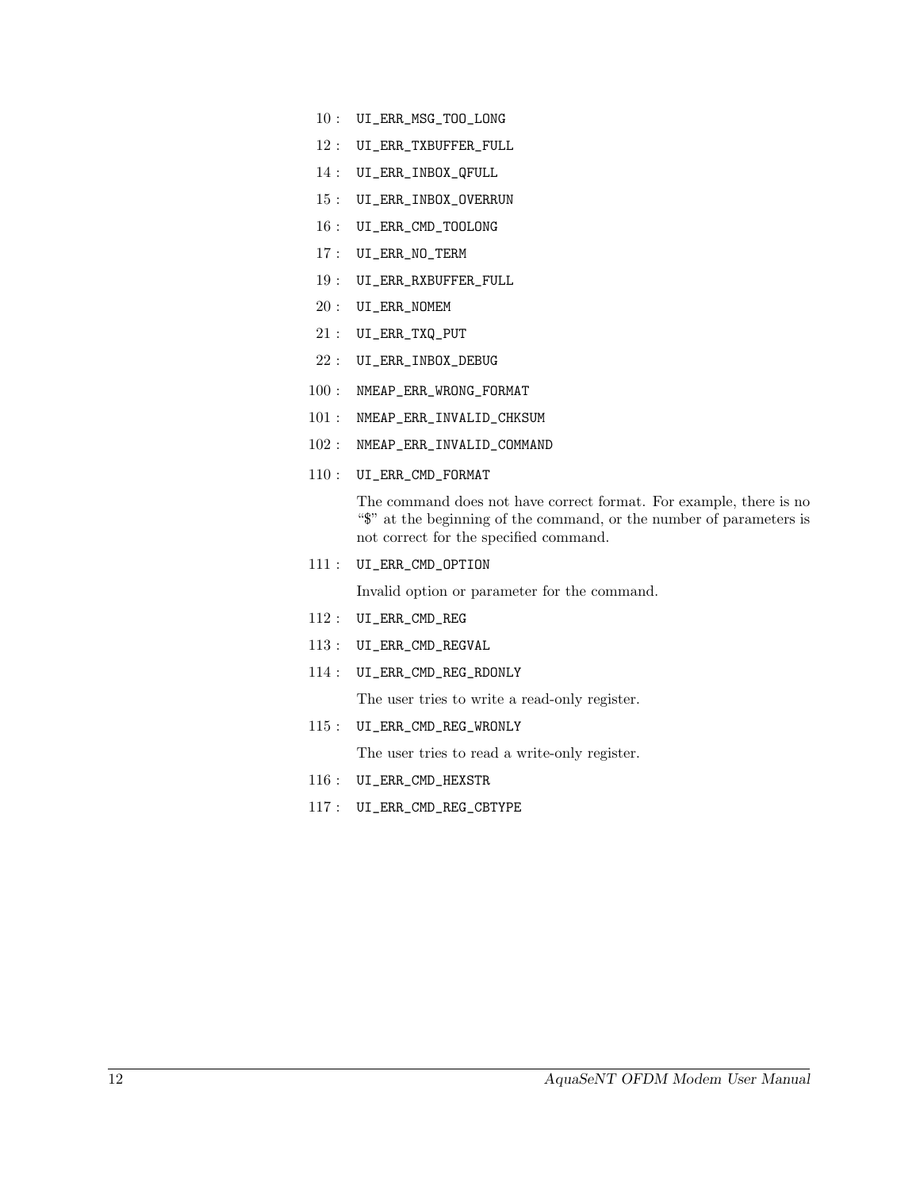10 : `UI_ERR_MSG_TOO_LONG`

12 : `UI_ERR_TXBUFFER_FULL`

14 : `UI_ERR_INBOX_QFULL`

15 : `UI_ERR_INBOX_OVERRUN`

16 : `UI_ERR_CMD_TOOLONG`

17 : `UI_ERR_NO_TERM`

19 : `UI_ERR_RXBUFFER_FULL`

20 : `UI_ERR_NOMEM`

21 : `UI_ERR_TXQ_PUT`

22 : `UI_ERR_INBOX_DEBUG`

100 : `NMEAP_ERR_WRONG_FORMAT`

101 : `NMEAP_ERR_INVALID_CHKSUM`

102 : `NMEAP_ERR_INVALID_COMMAND`

110 : `UI_ERR_CMD_FORMAT`

The command does not have correct format. For example, there is no "$" at the beginning of the command, or the number of parameters is not correct for the specified command.

111 : `UI_ERR_CMD_OPTION`

Invalid option or parameter for the command.

112 : `UI_ERR_CMD_REG`

113 : `UI_ERR_CMD_REGVAL`

114 : `UI_ERR_CMD_REG_RDONLY`

The user tries to write a read-only register.

115 : `UI_ERR_CMD_REG_WRONLY`

The user tries to read a write-only register.

116 : `UI_ERR_CMD_HEXSTR`

117 : `UI_ERR_CMD_REG_CBTYPE`